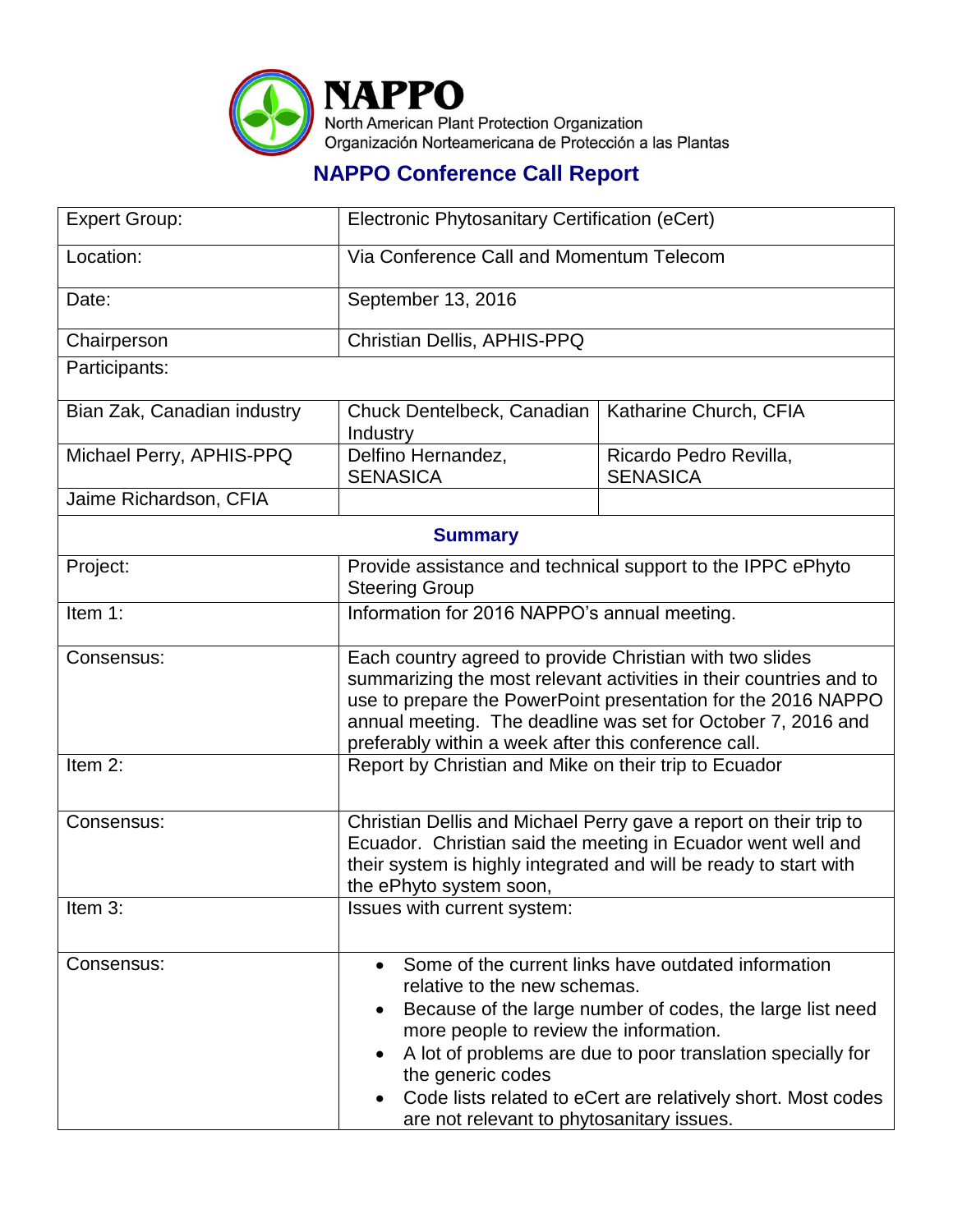# NAPPO

North American Plant Protection Organization
Organización Norteamericana de Protección a las Plantas

## NAPPO Conference Call Report

| Expert Group: | Electronic Phytosanitary Certification (eCert) | |
|---|---|---|
| Location: | Via Conference Call and Momentum Telecom | |
| Date: | September 13, 2016 | |
| Chairperson | Christian Dellis, APHIS-PPQ | |
| Participants: | | |
| Bian Zak, Canadian industry | Chuck Dentelbeck, Canadian Industry | Katharine Church, CFIA |
| Michael Perry, APHIS-PPQ | Delfino Hernandez, SENASICA | Ricardo Pedro Revilla, SENASICA |
| Jaime Richardson, CFIA | | |
| **Summary** | | |
| Project: | Provide assistance and technical support to the IPPC ePhyto Steering Group | |
| Item 1: | Information for 2016 NAPPO's annual meeting. | |
| Consensus: | Each country agreed to provide Christian with two slides summarizing the most relevant activities in their countries and to use to prepare the PowerPoint presentation for the 2016 NAPPO annual meeting. The deadline was set for October 7, 2016 and preferably within a week after this conference call. | |
| Item 2: | Report by Christian and Mike on their trip to Ecuador | |
| Consensus: | Christian Dellis and Michael Perry gave a report on their trip to Ecuador. Christian said the meeting in Ecuador went well and their system is highly integrated and will be ready to start with the ePhyto system soon, | |
| Item 3: | Issues with current system: | |
| Consensus: | • Some of the current links have outdated information relative to the new schemas.<br>• Because of the large number of codes, the large list need more people to review the information.<br>• A lot of problems are due to poor translation specially for the generic codes<br>• Code lists related to eCert are relatively short. Most codes are not relevant to phytosanitary issues. | |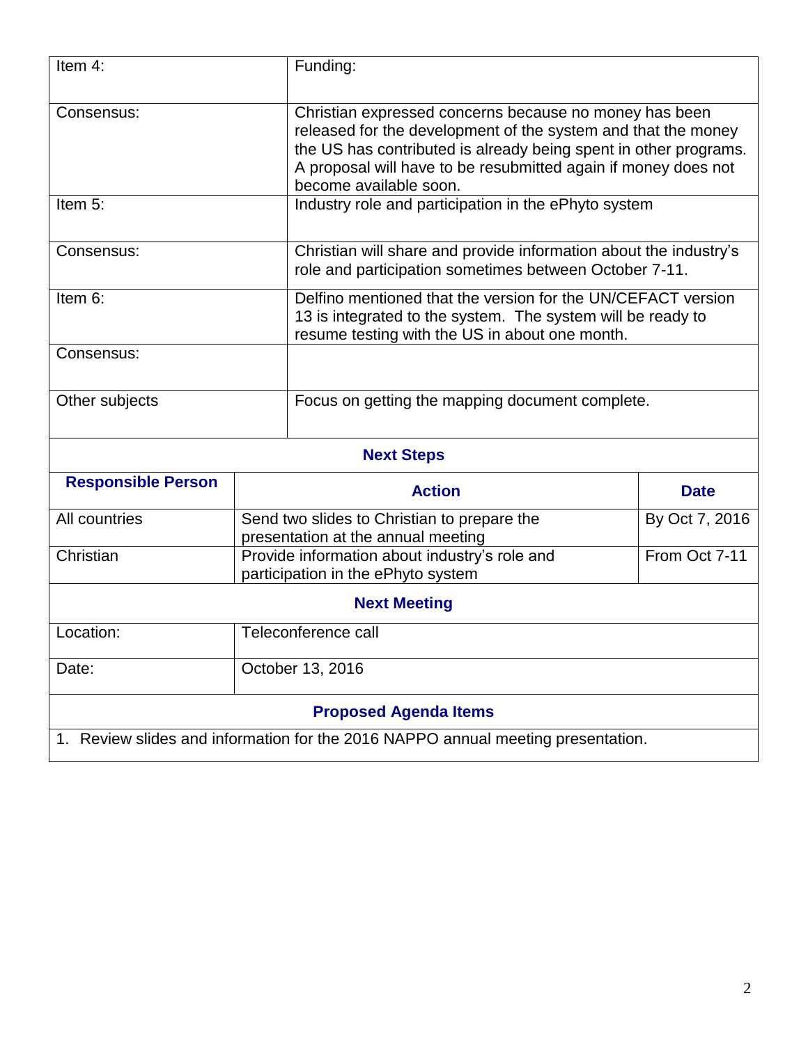| | |
|---|---|
| Item 4: | Funding: |
| Consensus: | Christian expressed concerns because no money has been released for the development of the system and that the money the US has contributed is already being spent in other programs. A proposal will have to be resubmitted again if money does not become available soon. |
| Item 5: | Industry role and participation in the ePhyto system |
| Consensus: | Christian will share and provide information about the industry's role and participation sometimes between October 7-11. |
| Item 6: | Delfino mentioned that the version for the UN/CEFACT version 13 is integrated to the system. The system will be ready to resume testing with the US in about one month. |
| Consensus: | |
| Other subjects | Focus on getting the mapping document complete. |

**Next Steps**

| Responsible Person | Action | Date |
|---|---|---|
| All countries | Send two slides to Christian to prepare the presentation at the annual meeting | By Oct 7, 2016 |
| Christian | Provide information about industry's role and participation in the ePhyto system | From Oct 7-11 |

**Next Meeting**

| | |
|---|---|
| Location: | Teleconference call |
| Date: | October 13, 2016 |

**Proposed Agenda Items**

1. Review slides and information for the 2016 NAPPO annual meeting presentation.